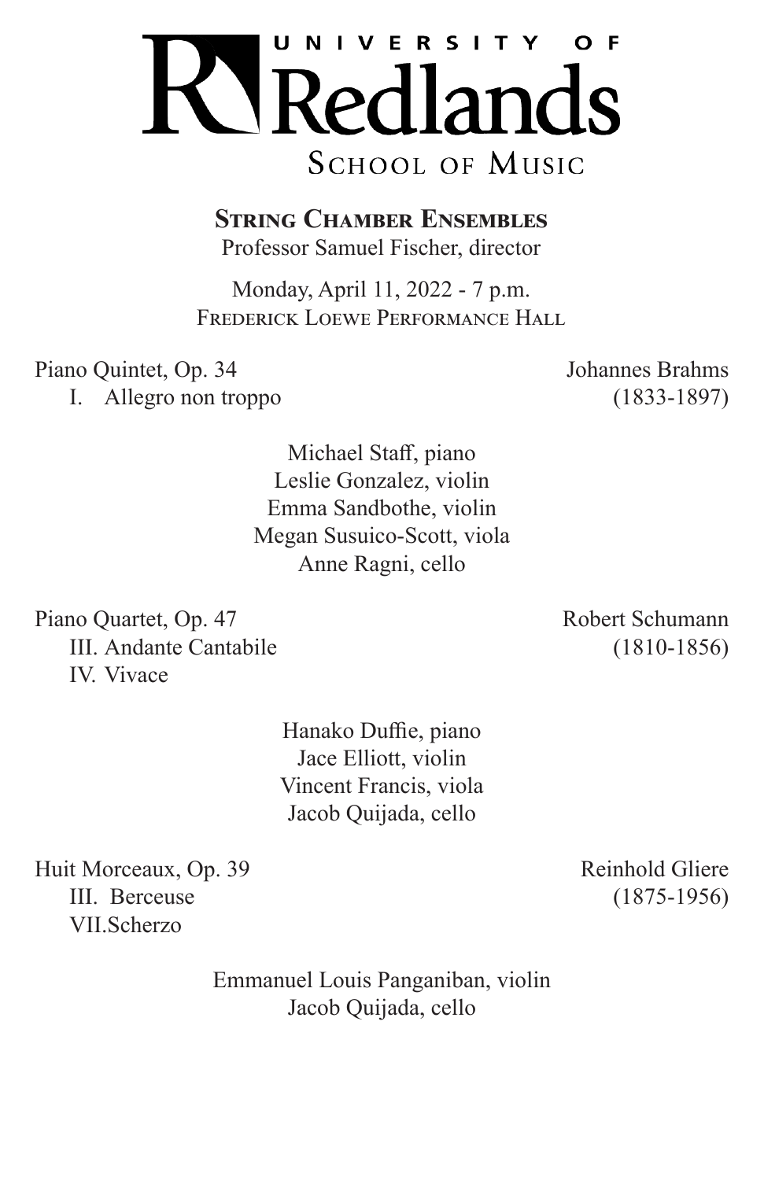# University of Redlands

## School of Music

### String Chamber Ensembles

Professor Samuel Fischer, director

Monday, April 11, 2022 - 7 p.m.
Frederick Loewe Performance Hall

Piano Quintet, Op. 34 — Johannes Brahms (1833-1897)

I. Allegro non troppo

Michael Staff, piano
Leslie Gonzalez, violin
Emma Sandbothe, violin
Megan Susuico-Scott, viola
Anne Ragni, cello

Piano Quartet, Op. 47 — Robert Schumann (1810-1856)

III. Andante Cantabile
IV. Vivace

Hanako Duffie, piano
Jace Elliott, violin
Vincent Francis, viola
Jacob Quijada, cello

Huit Morceaux, Op. 39 — Reinhold Gliere (1875-1956)

III. Berceuse
VII.Scherzo

Emmanuel Louis Panganiban, violin
Jacob Quijada, cello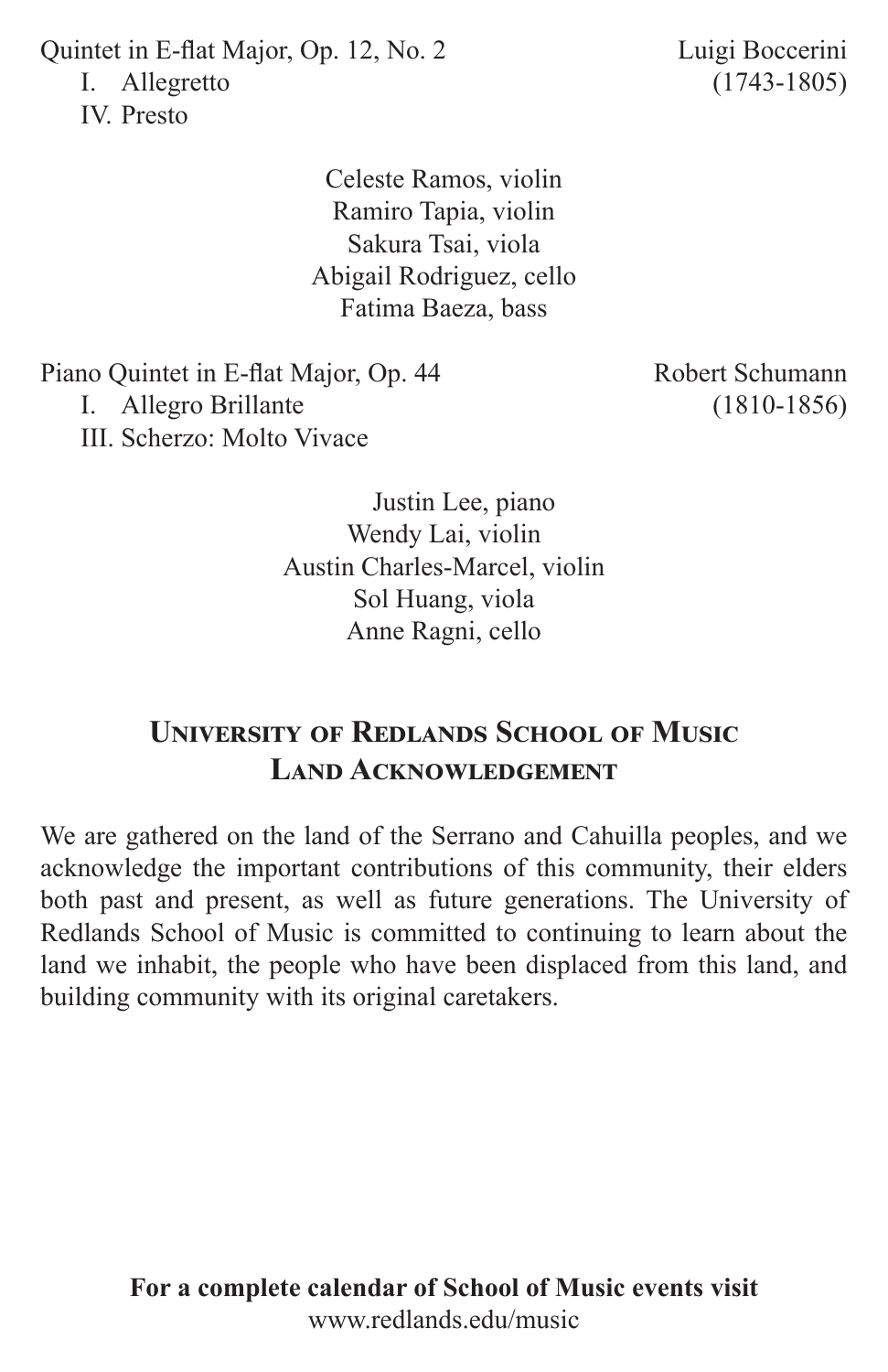Quintet in E-flat Major, Op. 12, No. 2 — Luigi Boccerini (1743-1805)

I. Allegretto
IV. Presto

Celeste Ramos, violin
Ramiro Tapia, violin
Sakura Tsai, viola
Abigail Rodriguez, cello
Fatima Baeza, bass

Piano Quintet in E-flat Major, Op. 44 — Robert Schumann (1810-1856)

I. Allegro Brillante
III. Scherzo: Molto Vivace

Justin Lee, piano
Wendy Lai, violin
Austin Charles-Marcel, violin
Sol Huang, viola
Anne Ragni, cello

## University of Redlands School of Music Land Acknowledgement

We are gathered on the land of the Serrano and Cahuilla peoples, and we acknowledge the important contributions of this community, their elders both past and present, as well as future generations. The University of Redlands School of Music is committed to continuing to learn about the land we inhabit, the people who have been displaced from this land, and building community with its original caretakers.

**For a complete calendar of School of Music events visit**
www.redlands.edu/music